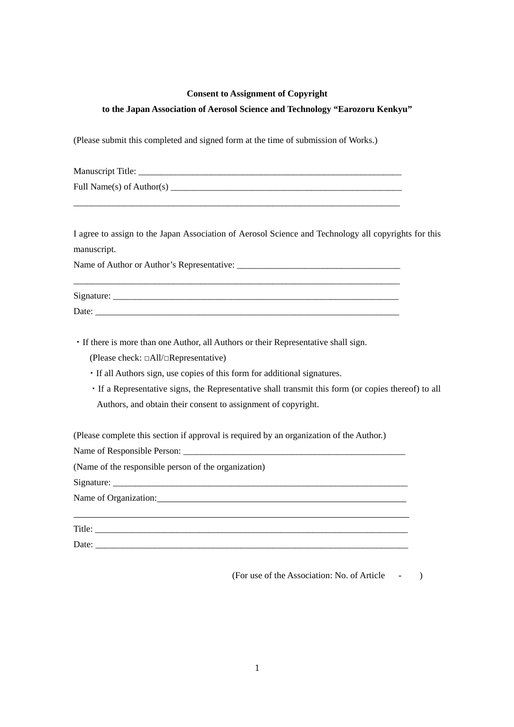**Consent to Assignment of Copyright**

**to the Japan Association of Aerosol Science and Technology “Earozoru Kenkyu”**

(Please submit this completed and signed form at the time of submission of Works.)

Manuscript Title: ____________________________________________________________

Full Name(s) of Author(s) _____________________________________________________

____________________________________________________________________________

I agree to assign to the Japan Association of Aerosol Science and Technology all copyrights for this manuscript.

Name of Author or Author’s Representative: ____________________________________

____________________________________________________________________________

Signature: __________________________________________________________________

Date: ______________________________________________________________________

・If there is more than one Author, all Authors or their Representative shall sign.

(Please check: □All/□Representative)

- ・If all Authors sign, use copies of this form for additional signatures.
- ・If a Representative signs, the Representative shall transmit this form (or copies thereof) to all Authors, and obtain their consent to assignment of copyright.

(Please complete this section if approval is required by an organization of the Author.)

Name of Responsible Person: __________________________________________________

(Name of the responsible person of the organization)

Signature: __________________________________________________________________

Name of Organization: ________________________________________________________

____________________________________________________________________________

Title: ______________________________________________________________________

Date: ______________________________________________________________________

(For use of the Association: No. of Article - )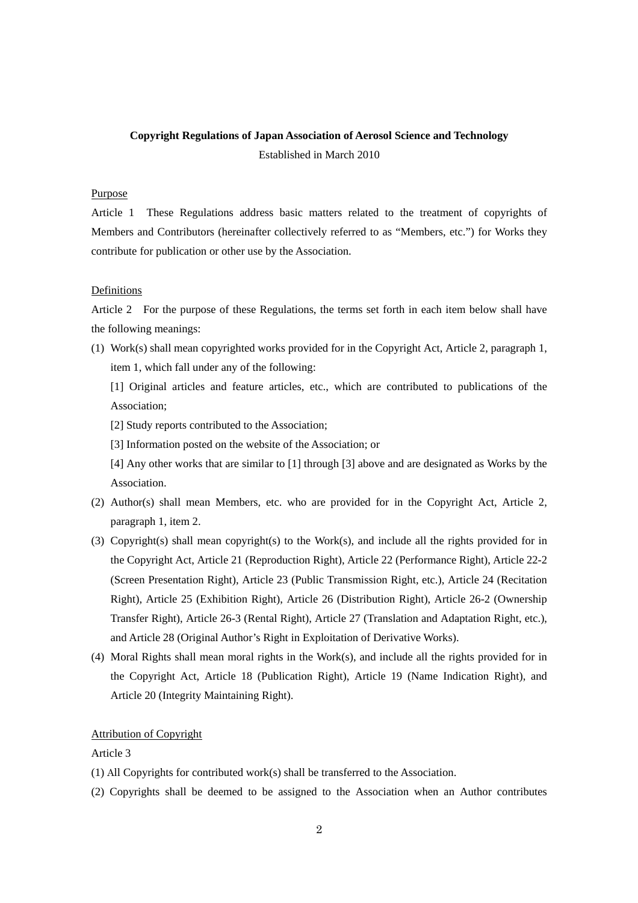**Copyright Regulations of Japan Association of Aerosol Science and Technology**

Established in March 2010

Purpose

Article 1 These Regulations address basic matters related to the treatment of copyrights of Members and Contributors (hereinafter collectively referred to as “Members, etc.”) for Works they contribute for publication or other use by the Association.

Definitions

Article 2 For the purpose of these Regulations, the terms set forth in each item below shall have the following meanings:

(1) Work(s) shall mean copyrighted works provided for in the Copyright Act, Article 2, paragraph 1, item 1, which fall under any of the following:

[1] Original articles and feature articles, etc., which are contributed to publications of the Association;

[2] Study reports contributed to the Association;

[3] Information posted on the website of the Association; or

[4] Any other works that are similar to [1] through [3] above and are designated as Works by the Association.

(2) Author(s) shall mean Members, etc. who are provided for in the Copyright Act, Article 2, paragraph 1, item 2.

(3) Copyright(s) shall mean copyright(s) to the Work(s), and include all the rights provided for in the Copyright Act, Article 21 (Reproduction Right), Article 22 (Performance Right), Article 22-2 (Screen Presentation Right), Article 23 (Public Transmission Right, etc.), Article 24 (Recitation Right), Article 25 (Exhibition Right), Article 26 (Distribution Right), Article 26-2 (Ownership Transfer Right), Article 26-3 (Rental Right), Article 27 (Translation and Adaptation Right, etc.), and Article 28 (Original Author’s Right in Exploitation of Derivative Works).

(4) Moral Rights shall mean moral rights in the Work(s), and include all the rights provided for in the Copyright Act, Article 18 (Publication Right), Article 19 (Name Indication Right), and Article 20 (Integrity Maintaining Right).

Attribution of Copyright

Article 3

(1) All Copyrights for contributed work(s) shall be transferred to the Association.

(2) Copyrights shall be deemed to be assigned to the Association when an Author contributes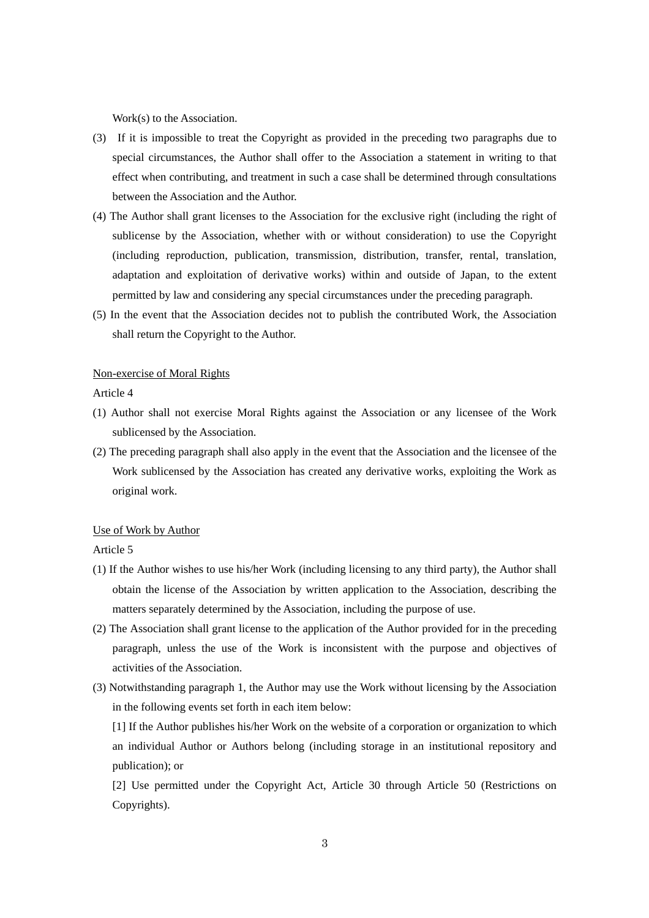Work(s) to the Association.

(3) If it is impossible to treat the Copyright as provided in the preceding two paragraphs due to special circumstances, the Author shall offer to the Association a statement in writing to that effect when contributing, and treatment in such a case shall be determined through consultations between the Association and the Author.

(4) The Author shall grant licenses to the Association for the exclusive right (including the right of sublicense by the Association, whether with or without consideration) to use the Copyright (including reproduction, publication, transmission, distribution, transfer, rental, translation, adaptation and exploitation of derivative works) within and outside of Japan, to the extent permitted by law and considering any special circumstances under the preceding paragraph.

(5) In the event that the Association decides not to publish the contributed Work, the Association shall return the Copyright to the Author.

<u>Non-exercise of Moral Rights</u>

Article 4

(1) Author shall not exercise Moral Rights against the Association or any licensee of the Work sublicensed by the Association.

(2) The preceding paragraph shall also apply in the event that the Association and the licensee of the Work sublicensed by the Association has created any derivative works, exploiting the Work as original work.

<u>Use of Work by Author</u>

Article 5

(1) If the Author wishes to use his/her Work (including licensing to any third party), the Author shall obtain the license of the Association by written application to the Association, describing the matters separately determined by the Association, including the purpose of use.

(2) The Association shall grant license to the application of the Author provided for in the preceding paragraph, unless the use of the Work is inconsistent with the purpose and objectives of activities of the Association.

(3) Notwithstanding paragraph 1, the Author may use the Work without licensing by the Association in the following events set forth in each item below:

[1] If the Author publishes his/her Work on the website of a corporation or organization to which an individual Author or Authors belong (including storage in an institutional repository and publication); or

[2] Use permitted under the Copyright Act, Article 30 through Article 50 (Restrictions on Copyrights).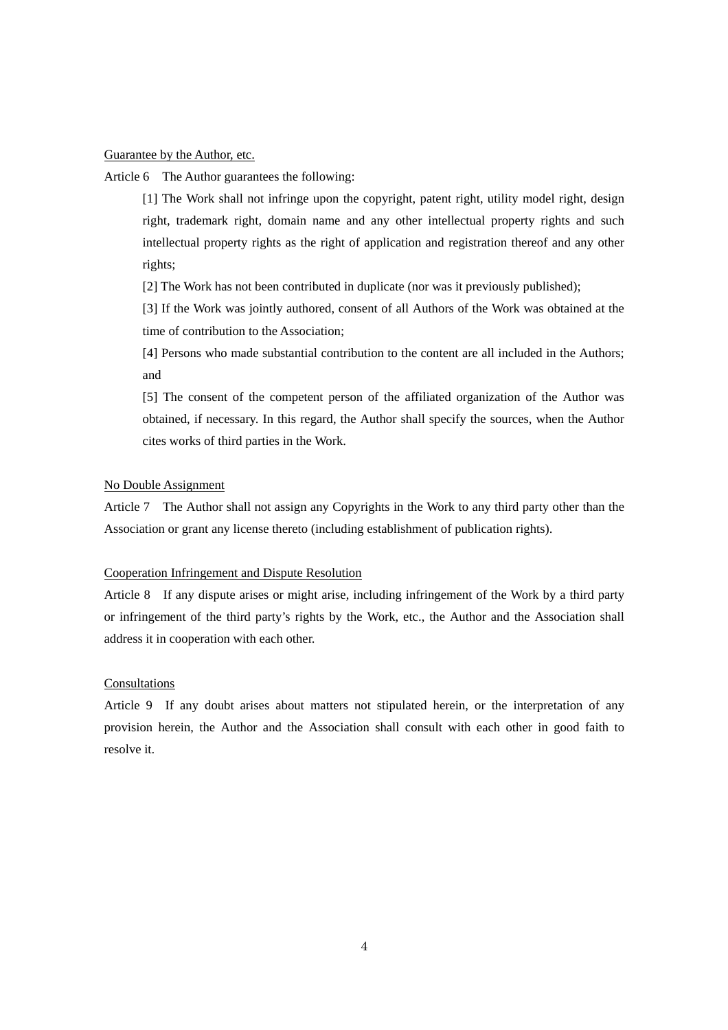Guarantee by the Author, etc.

Article 6　The Author guarantees the following:

[1] The Work shall not infringe upon the copyright, patent right, utility model right, design right, trademark right, domain name and any other intellectual property rights and such intellectual property rights as the right of application and registration thereof and any other rights;

[2] The Work has not been contributed in duplicate (nor was it previously published);

[3] If the Work was jointly authored, consent of all Authors of the Work was obtained at the time of contribution to the Association;

[4] Persons who made substantial contribution to the content are all included in the Authors; and

[5] The consent of the competent person of the affiliated organization of the Author was obtained, if necessary. In this regard, the Author shall specify the sources, when the Author cites works of third parties in the Work.

No Double Assignment

Article 7　The Author shall not assign any Copyrights in the Work to any third party other than the Association or grant any license thereto (including establishment of publication rights).

Cooperation Infringement and Dispute Resolution

Article 8　If any dispute arises or might arise, including infringement of the Work by a third party or infringement of the third party's rights by the Work, etc., the Author and the Association shall address it in cooperation with each other.

Consultations

Article 9　If any doubt arises about matters not stipulated herein, or the interpretation of any provision herein, the Author and the Association shall consult with each other in good faith to resolve it.